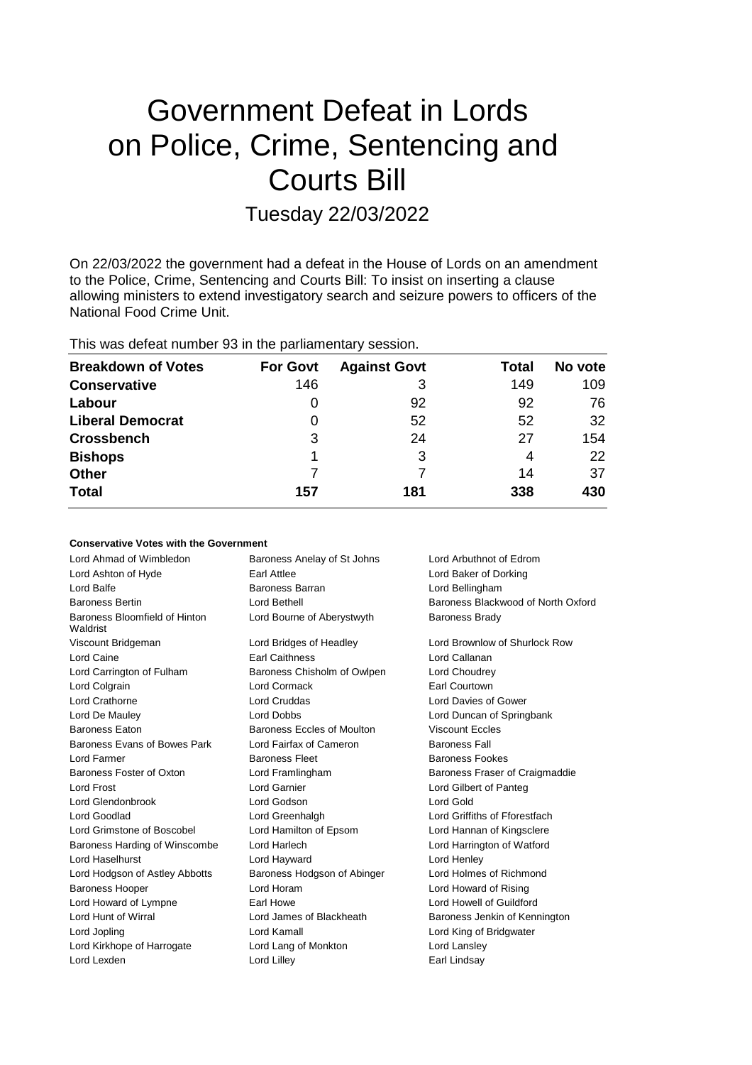# Government Defeat in Lords on Police, Crime, Sentencing and Courts Bill

## Tuesday 22/03/2022

On 22/03/2022 the government had a defeat in the House of Lords on an amendment to the Police, Crime, Sentencing and Courts Bill: To insist on inserting a clause allowing ministers to extend investigatory search and seizure powers to officers of the National Food Crime Unit.

This was defeat number 93 in the parliamentary session.

| Breakdown of Votes | For Govt | Against Govt | Total | No vote |
|---|---|---|---|---|
| **Conservative** | 146 | 3 | 149 | 109 |
| **Labour** | 0 | 92 | 92 | 76 |
| **Liberal Democrat** | 0 | 52 | 52 | 32 |
| **Crossbench** | 3 | 24 | 27 | 154 |
| **Bishops** | 1 | 3 | 4 | 22 |
| **Other** | 7 | 7 | 14 | 37 |
| **Total** | 157 | 181 | 338 | 430 |

**Conservative Votes with the Government**

| | | |
|---|---|---|
| Lord Ahmad of Wimbledon | Baroness Anelay of St Johns | Lord Arbuthnot of Edrom |
| Lord Ashton of Hyde | Earl Attlee | Lord Baker of Dorking |
| Lord Balfe | Baroness Barran | Lord Bellingham |
| Baroness Bertin | Lord Bethell | Baroness Blackwood of North Oxford |
| Baroness Bloomfield of Hinton Waldrist | Lord Bourne of Aberystwyth | Baroness Brady |
| Viscount Bridgeman | Lord Bridges of Headley | Lord Brownlow of Shurlock Row |
| Lord Caine | Earl Caithness | Lord Callanan |
| Lord Carrington of Fulham | Baroness Chisholm of Owlpen | Lord Choudrey |
| Lord Colgrain | Lord Cormack | Earl Courtown |
| Lord Crathorne | Lord Cruddas | Lord Davies of Gower |
| Lord De Mauley | Lord Dobbs | Lord Duncan of Springbank |
| Baroness Eaton | Baroness Eccles of Moulton | Viscount Eccles |
| Baroness Evans of Bowes Park | Lord Fairfax of Cameron | Baroness Fall |
| Lord Farmer | Baroness Fleet | Baroness Fookes |
| Baroness Foster of Oxton | Lord Framlingham | Baroness Fraser of Craigmaddie |
| Lord Frost | Lord Garnier | Lord Gilbert of Panteg |
| Lord Glendonbrook | Lord Godson | Lord Gold |
| Lord Goodlad | Lord Greenhalgh | Lord Griffiths of Fforestfach |
| Lord Grimstone of Boscobel | Lord Hamilton of Epsom | Lord Hannan of Kingsclere |
| Baroness Harding of Winscombe | Lord Harlech | Lord Harrington of Watford |
| Lord Haselhurst | Lord Hayward | Lord Henley |
| Lord Hodgson of Astley Abbotts | Baroness Hodgson of Abinger | Lord Holmes of Richmond |
| Baroness Hooper | Lord Horam | Lord Howard of Rising |
| Lord Howard of Lympne | Earl Howe | Lord Howell of Guildford |
| Lord Hunt of Wirral | Lord James of Blackheath | Baroness Jenkin of Kennington |
| Lord Jopling | Lord Kamall | Lord King of Bridgwater |
| Lord Kirkhope of Harrogate | Lord Lang of Monkton | Lord Lansley |
| Lord Lexden | Lord Lilley | Earl Lindsay |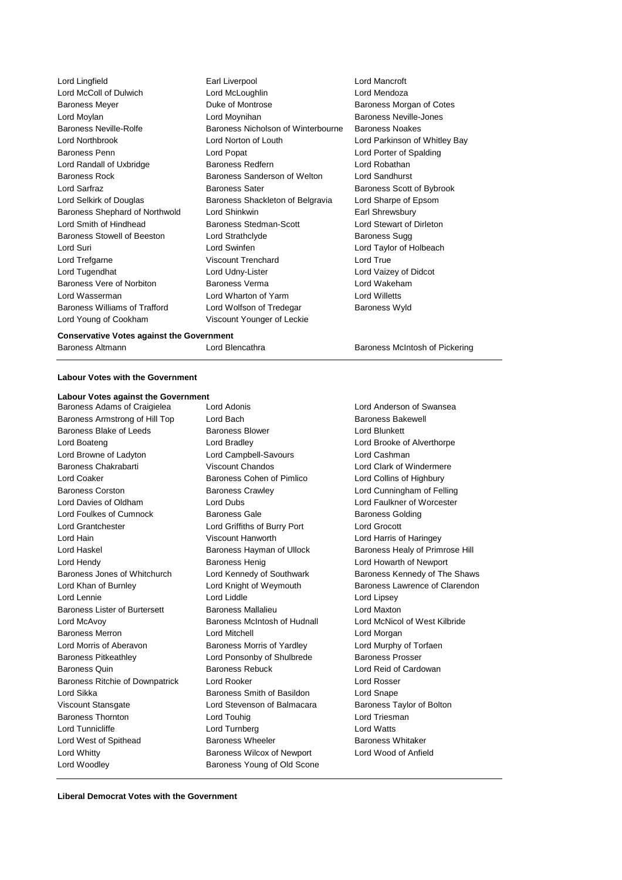Lord Lingfield
Earl Liverpool
Lord Mancroft
Lord McColl of Dulwich
Lord McLoughlin
Lord Mendoza
Baroness Meyer
Duke of Montrose
Baroness Morgan of Cotes
Lord Moylan
Lord Moynihan
Baroness Neville-Jones
Baroness Neville-Rolfe
Baroness Nicholson of Winterbourne
Baroness Noakes
Lord Northbrook
Lord Norton of Louth
Lord Parkinson of Whitley Bay
Baroness Penn
Lord Popat
Lord Porter of Spalding
Lord Randall of Uxbridge
Baroness Redfern
Lord Robathan
Baroness Rock
Baroness Sanderson of Welton
Lord Sandhurst
Lord Sarfraz
Baroness Sater
Baroness Scott of Bybrook
Lord Selkirk of Douglas
Baroness Shackleton of Belgravia
Lord Sharpe of Epsom
Baroness Shephard of Northwold
Lord Shinkwin
Earl Shrewsbury
Lord Smith of Hindhead
Baroness Stedman-Scott
Lord Stewart of Dirleton
Baroness Stowell of Beeston
Lord Strathclyde
Baroness Sugg
Lord Suri
Lord Swinfen
Lord Taylor of Holbeach
Lord Trefgarne
Viscount Trenchard
Lord True
Lord Tugendhat
Lord Udny-Lister
Lord Vaizey of Didcot
Baroness Vere of Norbiton
Baroness Verma
Lord Wakeham
Lord Wasserman
Lord Wharton of Yarm
Lord Willetts
Baroness Williams of Trafford
Lord Wolfson of Tredegar
Baroness Wyld
Lord Young of Cookham
Viscount Younger of Leckie

**Conservative Votes against the Government**

Baroness Altmann
Lord Blencathra
Baroness McIntosh of Pickering

**Labour Votes with the Government**

**Labour Votes against the Government**

Baroness Adams of Craigielea
Lord Adonis
Lord Anderson of Swansea
Baroness Armstrong of Hill Top
Lord Bach
Baroness Bakewell
Baroness Blake of Leeds
Baroness Blower
Lord Blunkett
Lord Boateng
Lord Bradley
Lord Brooke of Alverthorpe
Lord Browne of Ladyton
Lord Campbell-Savours
Lord Cashman
Baroness Chakrabarti
Viscount Chandos
Lord Clark of Windermere
Lord Coaker
Baroness Cohen of Pimlico
Lord Collins of Highbury
Baroness Corston
Baroness Crawley
Lord Cunningham of Felling
Lord Davies of Oldham
Lord Dubs
Lord Faulkner of Worcester
Lord Foulkes of Cumnock
Baroness Gale
Baroness Golding
Lord Grantchester
Lord Griffiths of Burry Port
Lord Grocott
Lord Hain
Viscount Hanworth
Lord Harris of Haringey
Lord Haskel
Baroness Hayman of Ullock
Baroness Healy of Primrose Hill
Lord Hendy
Baroness Henig
Lord Howarth of Newport
Baroness Jones of Whitchurch
Lord Kennedy of Southwark
Baroness Kennedy of The Shaws
Lord Khan of Burnley
Lord Knight of Weymouth
Baroness Lawrence of Clarendon
Lord Lennie
Lord Liddle
Lord Lipsey
Baroness Lister of Burtersett
Baroness Mallalieu
Lord Maxton
Lord McAvoy
Baroness McIntosh of Hudnall
Lord McNicol of West Kilbride
Baroness Merron
Lord Mitchell
Lord Morgan
Lord Morris of Aberavon
Baroness Morris of Yardley
Lord Murphy of Torfaen
Baroness Pitkeathley
Lord Ponsonby of Shulbrede
Baroness Prosser
Baroness Quin
Baroness Rebuck
Lord Reid of Cardowan
Baroness Ritchie of Downpatrick
Lord Rooker
Lord Rosser
Lord Sikka
Baroness Smith of Basildon
Lord Snape
Viscount Stansgate
Lord Stevenson of Balmacara
Baroness Taylor of Bolton
Baroness Thornton
Lord Touhig
Lord Triesman
Lord Tunnicliffe
Lord Turnberg
Lord Watts
Lord West of Spithead
Baroness Wheeler
Baroness Whitaker
Lord Whitty
Baroness Wilcox of Newport
Lord Wood of Anfield
Lord Woodley
Baroness Young of Old Scone

**Liberal Democrat Votes with the Government**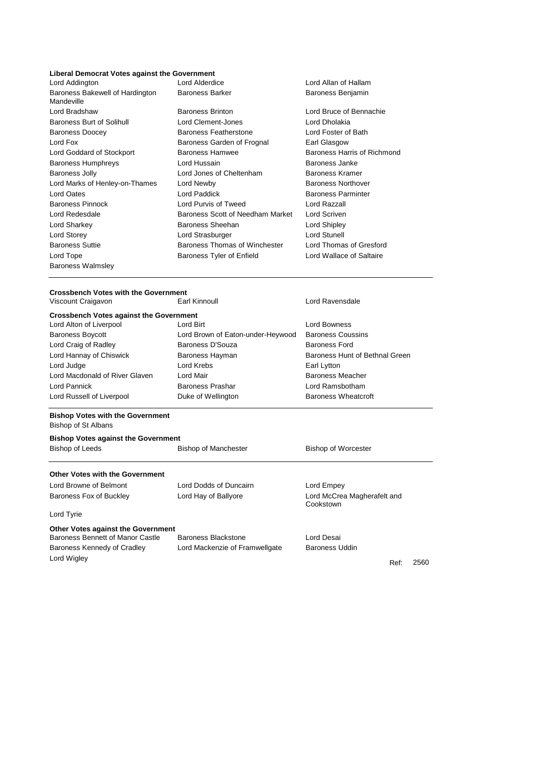**Liberal Democrat Votes against the Government**

| | | |
|---|---|---|
| Lord Addington | Lord Alderdice | Lord Allan of Hallam |
| Baroness Bakewell of Hardington Mandeville | Baroness Barker | Baroness Benjamin |
| Lord Bradshaw | Baroness Brinton | Lord Bruce of Bennachie |
| Baroness Burt of Solihull | Lord Clement-Jones | Lord Dholakia |
| Baroness Doocey | Baroness Featherstone | Lord Foster of Bath |
| Lord Fox | Baroness Garden of Frognal | Earl Glasgow |
| Lord Goddard of Stockport | Baroness Hamwee | Baroness Harris of Richmond |
| Baroness Humphreys | Lord Hussain | Baroness Janke |
| Baroness Jolly | Lord Jones of Cheltenham | Baroness Kramer |
| Lord Marks of Henley-on-Thames | Lord Newby | Baroness Northover |
| Lord Oates | Lord Paddick | Baroness Parminter |
| Baroness Pinnock | Lord Purvis of Tweed | Lord Razzall |
| Lord Redesdale | Baroness Scott of Needham Market | Lord Scriven |
| Lord Sharkey | Baroness Sheehan | Lord Shipley |
| Lord Storey | Lord Strasburger | Lord Stunell |
| Baroness Suttie | Baroness Thomas of Winchester | Lord Thomas of Gresford |
| Lord Tope | Baroness Tyler of Enfield | Lord Wallace of Saltaire |
| Baroness Walmsley | | |

**Crossbench Votes with the Government**

| | | |
|---|---|---|
| Viscount Craigavon | Earl Kinnoull | Lord Ravensdale |

**Crossbench Votes against the Government**

| | | |
|---|---|---|
| Lord Alton of Liverpool | Lord Birt | Lord Bowness |
| Baroness Boycott | Lord Brown of Eaton-under-Heywood | Baroness Coussins |
| Lord Craig of Radley | Baroness D'Souza | Baroness Ford |
| Lord Hannay of Chiswick | Baroness Hayman | Baroness Hunt of Bethnal Green |
| Lord Judge | Lord Krebs | Earl Lytton |
| Lord Macdonald of River Glaven | Lord Mair | Baroness Meacher |
| Lord Pannick | Baroness Prashar | Lord Ramsbotham |
| Lord Russell of Liverpool | Duke of Wellington | Baroness Wheatcroft |

**Bishop Votes with the Government**

Bishop of St Albans

**Bishop Votes against the Government**

| | | |
|---|---|---|
| Bishop of Leeds | Bishop of Manchester | Bishop of Worcester |

**Other Votes with the Government**

| | | |
|---|---|---|
| Lord Browne of Belmont | Lord Dodds of Duncairn | Lord Empey |
| Baroness Fox of Buckley | Lord Hay of Ballyore | Lord McCrea Magherafelt and Cookstown |
| Lord Tyrie | | |

**Other Votes against the Government**

| | | |
|---|---|---|
| Baroness Bennett of Manor Castle | Baroness Blackstone | Lord Desai |
| Baroness Kennedy of Cradley | Lord Mackenzie of Framwellgate | Baroness Uddin |
| Lord Wigley | | |

Ref: 2560